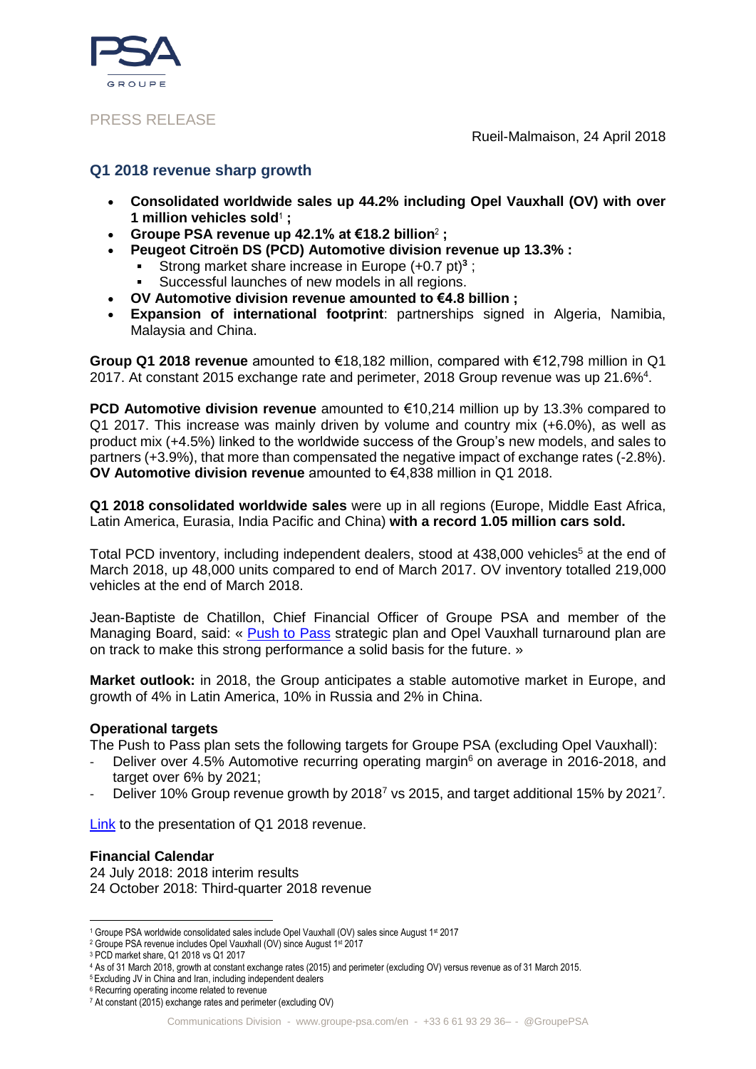PSA GROUPE

PRESS RELEASE

Rueil-Malmaison, 24 April 2018

## Q1 2018 revenue sharp growth

- **Consolidated worldwide sales up 44.2% including Opel Vauxhall (OV) with over 1 million vehicles sold[1] ;**
- **Groupe PSA revenue up 42.1% at €18.2 billion[2] ;**
- **Peugeot Citroën DS (PCD) Automotive division revenue up 13.3% :**
  - Strong market share increase in Europe (+0.7 pt)[3] ;
  - Successful launches of new models in all regions.
- **OV Automotive division revenue amounted to €4.8 billion ;**
- **Expansion of international footprint**: partnerships signed in Algeria, Namibia, Malaysia and China.

**Group Q1 2018 revenue** amounted to €18,182 million, compared with €12,798 million in Q1 2017. At constant 2015 exchange rate and perimeter, 2018 Group revenue was up 21.6%[4].

**PCD Automotive division revenue** amounted to €10,214 million up by 13.3% compared to Q1 2017. This increase was mainly driven by volume and country mix (+6.0%), as well as product mix (+4.5%) linked to the worldwide success of the Group's new models, and sales to partners (+3.9%), that more than compensated the negative impact of exchange rates (-2.8%). **OV Automotive division revenue** amounted to €4,838 million in Q1 2018.

**Q1 2018 consolidated worldwide sales** were up in all regions (Europe, Middle East Africa, Latin America, Eurasia, India Pacific and China) **with a record 1.05 million cars sold.**

Total PCD inventory, including independent dealers, stood at 438,000 vehicles[5] at the end of March 2018, up 48,000 units compared to end of March 2017. OV inventory totalled 219,000 vehicles at the end of March 2018.

Jean-Baptiste de Chatillon, Chief Financial Officer of Groupe PSA and member of the Managing Board, said: « Push to Pass strategic plan and Opel Vauxhall turnaround plan are on track to make this strong performance a solid basis for the future. »

**Market outlook:** in 2018, the Group anticipates a stable automotive market in Europe, and growth of 4% in Latin America, 10% in Russia and 2% in China.

### Operational targets

The Push to Pass plan sets the following targets for Groupe PSA (excluding Opel Vauxhall):

- Deliver over 4.5% Automotive recurring operating margin[6] on average in 2016-2018, and target over 6% by 2021;
- Deliver 10% Group revenue growth by 2018[7] vs 2015, and target additional 15% by 2021[7].

Link to the presentation of Q1 2018 revenue.

### Financial Calendar

24 July 2018: 2018 interim results
24 October 2018: Third-quarter 2018 revenue

---

[1] Groupe PSA worldwide consolidated sales include Opel Vauxhall (OV) sales since August 1st 2017
[2] Groupe PSA revenue includes Opel Vauxhall (OV) since August 1st 2017
[3] PCD market share, Q1 2018 vs Q1 2017
[4] As of 31 March 2018, growth at constant exchange rates (2015) and perimeter (excluding OV) versus revenue as of 31 March 2015.
[5] Excluding JV in China and Iran, including independent dealers
[6] Recurring operating income related to revenue
[7] At constant (2015) exchange rates and perimeter (excluding OV)

Communications Division - www.groupe-psa.com/en - +33 6 61 93 29 36– - @GroupePSA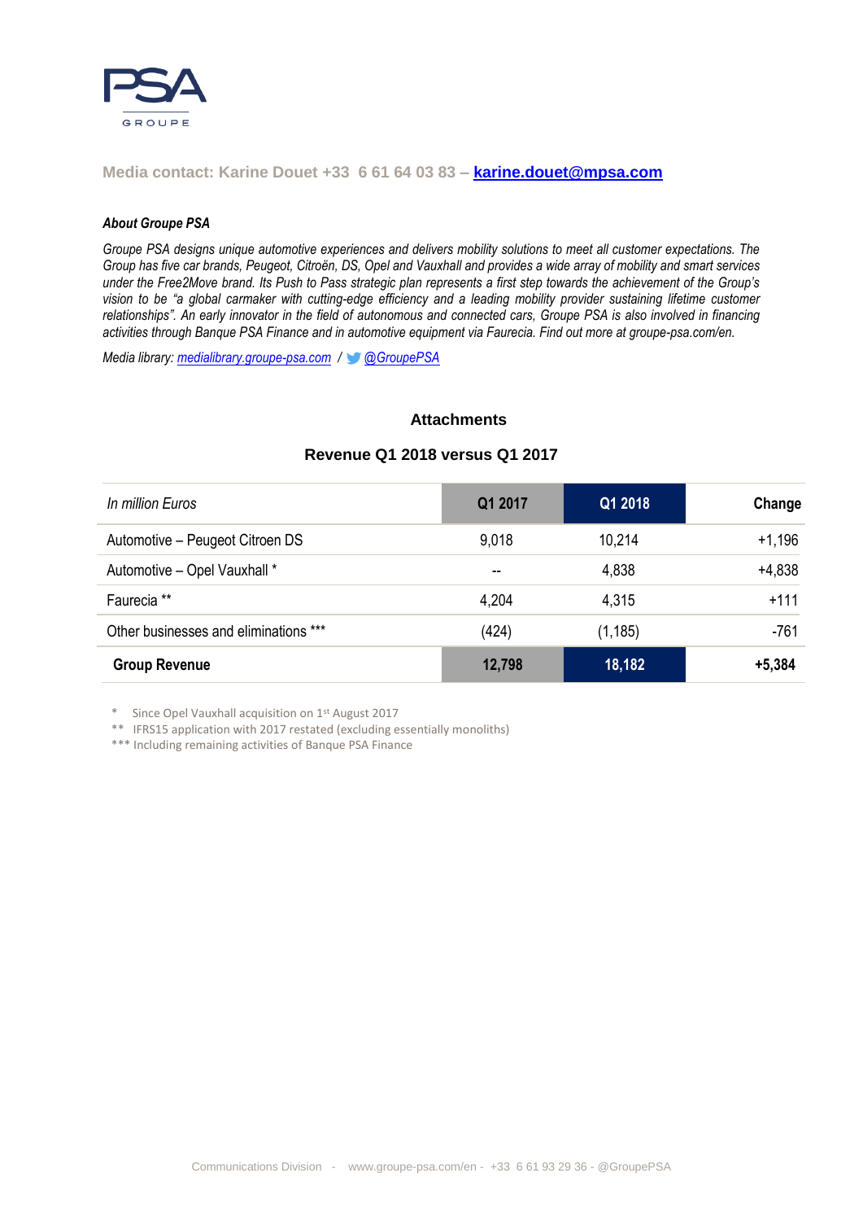Media contact: Karine Douet +33 6 61 64 03 83 – **karine.douet@mpsa.com**

***About Groupe PSA***

*Groupe PSA designs unique automotive experiences and delivers mobility solutions to meet all customer expectations. The Group has five car brands, Peugeot, Citroën, DS, Opel and Vauxhall and provides a wide array of mobility and smart services under the Free2Move brand. Its Push to Pass strategic plan represents a first step towards the achievement of the Group's vision to be "a global carmaker with cutting-edge efficiency and a leading mobility provider sustaining lifetime customer relationships". An early innovator in the field of autonomous and connected cars, Groupe PSA is also involved in financing activities through Banque PSA Finance and in automotive equipment via Faurecia. Find out more at groupe-psa.com/en.*

*Media library: medialibrary.groupe-psa.com / @GroupePSA*

## Attachments

### Revenue Q1 2018 versus Q1 2017

| *In million Euros* | Q1 2017 | Q1 2018 | Change |
|---|---|---|---|
| Automotive – Peugeot Citroen DS | 9,018 | 10,214 | +1,196 |
| Automotive – Opel Vauxhall * | -- | 4,838 | +4,838 |
| Faurecia ** | 4,204 | 4,315 | +111 |
| Other businesses and eliminations *** | (424) | (1,185) | -761 |
| **Group Revenue** | **12,798** | **18,182** | **+5,384** |

\* Since Opel Vauxhall acquisition on 1st August 2017

** IFRS15 application with 2017 restated (excluding essentially monoliths)

*** Including remaining activities of Banque PSA Finance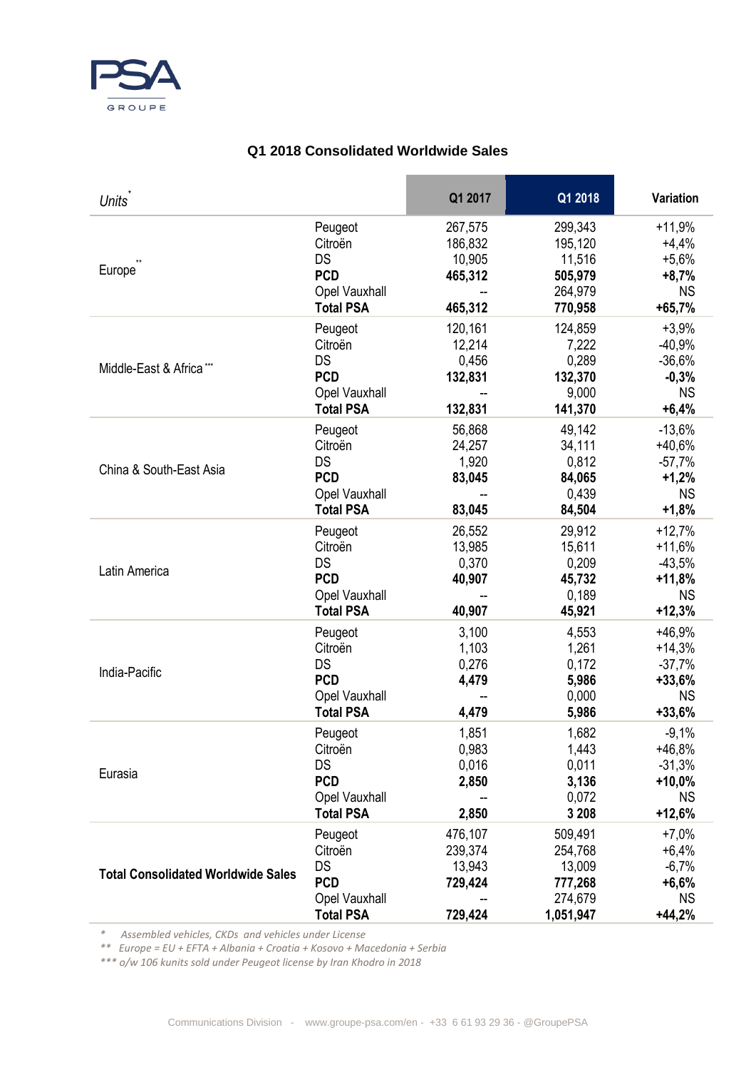## Q1 2018 Consolidated Worldwide Sales

| Units* | | Q1 2017 | Q1 2018 | Variation |
|---|---|---|---|---|
| Europe** | Peugeot | 267,575 | 299,343 | +11,9% |
| | Citroën | 186,832 | 195,120 | +4,4% |
| | DS | 10,905 | 11,516 | +5,6% |
| | **PCD** | **465,312** | **505,979** | **+8,7%** |
| | Opel Vauxhall | -- | 264,979 | NS |
| | **Total PSA** | **465,312** | **770,958** | **+65,7%** |
| Middle-East & Africa*** | Peugeot | 120,161 | 124,859 | +3,9% |
| | Citroën | 12,214 | 7,222 | -40,9% |
| | DS | 0,456 | 0,289 | -36,6% |
| | **PCD** | **132,831** | **132,370** | **-0,3%** |
| | Opel Vauxhall | -- | 9,000 | NS |
| | **Total PSA** | **132,831** | **141,370** | **+6,4%** |
| China & South-East Asia | Peugeot | 56,868 | 49,142 | -13,6% |
| | Citroën | 24,257 | 34,111 | +40,6% |
| | DS | 1,920 | 0,812 | -57,7% |
| | **PCD** | **83,045** | **84,065** | **+1,2%** |
| | Opel Vauxhall | -- | 0,439 | NS |
| | **Total PSA** | **83,045** | **84,504** | **+1,8%** |
| Latin America | Peugeot | 26,552 | 29,912 | +12,7% |
| | Citroën | 13,985 | 15,611 | +11,6% |
| | DS | 0,370 | 0,209 | -43,5% |
| | **PCD** | **40,907** | **45,732** | **+11,8%** |
| | Opel Vauxhall | -- | 0,189 | NS |
| | **Total PSA** | **40,907** | **45,921** | **+12,3%** |
| India-Pacific | Peugeot | 3,100 | 4,553 | +46,9% |
| | Citroën | 1,103 | 1,261 | +14,3% |
| | DS | 0,276 | 0,172 | -37,7% |
| | **PCD** | **4,479** | **5,986** | **+33,6%** |
| | Opel Vauxhall | -- | 0,000 | NS |
| | **Total PSA** | **4,479** | **5,986** | **+33,6%** |
| Eurasia | Peugeot | 1,851 | 1,682 | -9,1% |
| | Citroën | 0,983 | 1,443 | +46,8% |
| | DS | 0,016 | 0,011 | -31,3% |
| | **PCD** | **2,850** | **3,136** | **+10,0%** |
| | Opel Vauxhall | -- | 0,072 | NS |
| | **Total PSA** | **2,850** | **3 208** | **+12,6%** |
| **Total Consolidated Worldwide Sales** | Peugeot | 476,107 | 509,491 | +7,0% |
| | Citroën | 239,374 | 254,768 | +6,4% |
| | DS | 13,943 | 13,009 | -6,7% |
| | **PCD** | **729,424** | **777,268** | **+6,6%** |
| | Opel Vauxhall | -- | 274,679 | NS |
| | **Total PSA** | **729,424** | **1,051,947** | **+44,2%** |

*Assembled vehicles, CKDs and vehicles under License*

*\*\* Europe = EU + EFTA + Albania + Croatia + Kosovo + Macedonia + Serbia*

*\*\*\* o/w 106 kunits sold under Peugeot license by Iran Khodro in 2018*

Communications Division - www.groupe-psa.com/en - +33 6 61 93 29 36 - @GroupePSA